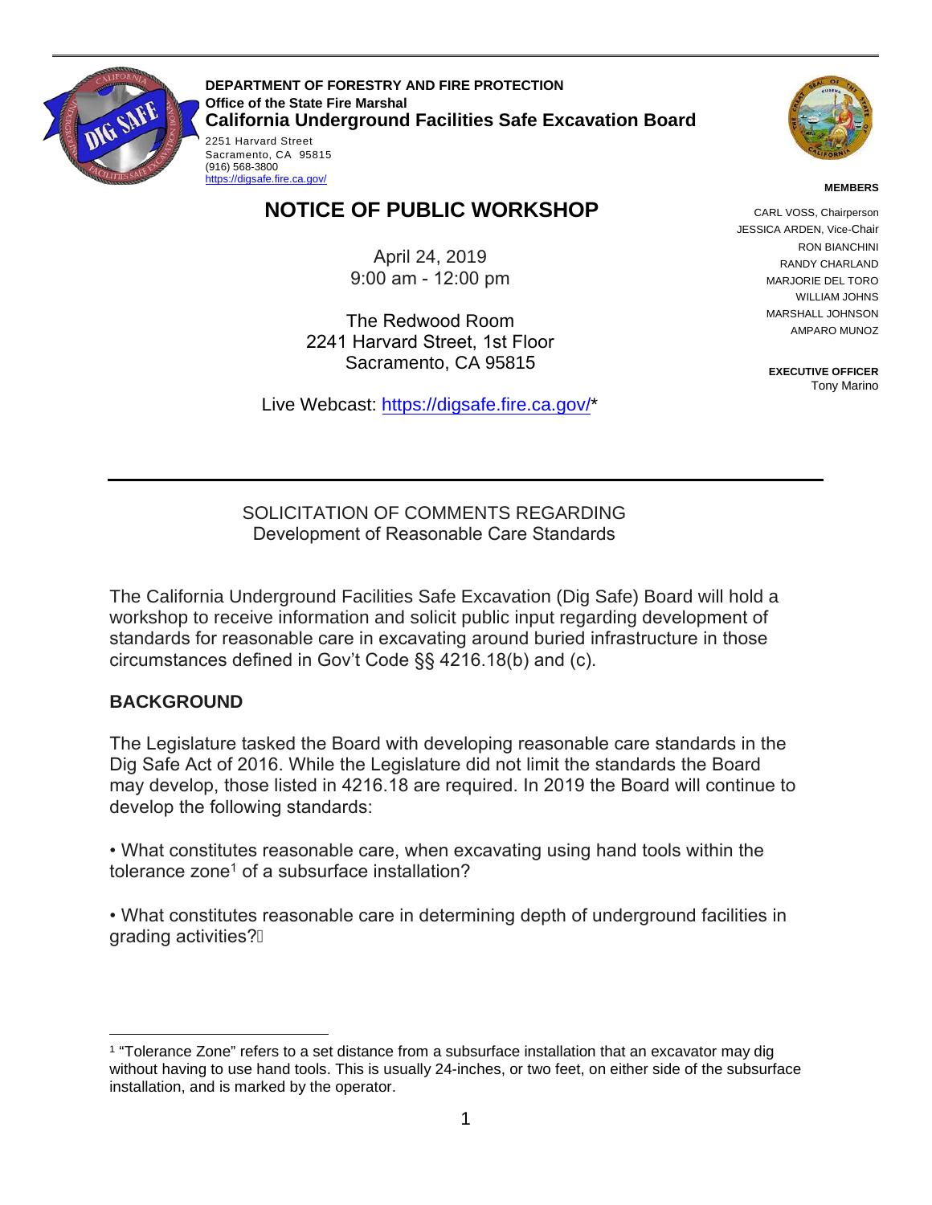**DEPARTMENT OF FORESTRY AND FIRE PROTECTION**
**Office of the State Fire Marshal**
**California Underground Facilities Safe Excavation Board**

2251 Harvard Street
Sacramento, CA 95815
(916) 568-3800
https://digsafe.fire.ca.gov/

**MEMBERS**

CARL VOSS, Chairperson
JESSICA ARDEN, Vice-Chair
RON BIANCHINI
RANDY CHARLAND
MARJORIE DEL TORO
WILLIAM JOHNS
MARSHALL JOHNSON
AMPARO MUNOZ

**EXECUTIVE OFFICER**
Tony Marino

# NOTICE OF PUBLIC WORKSHOP

April 24, 2019
9:00 am - 12:00 pm

The Redwood Room
2241 Harvard Street, 1st Floor
Sacramento, CA 95815

Live Webcast: https://digsafe.fire.ca.gov/*

---

SOLICITATION OF COMMENTS REGARDING
Development of Reasonable Care Standards

The California Underground Facilities Safe Excavation (Dig Safe) Board will hold a workshop to receive information and solicit public input regarding development of standards for reasonable care in excavating around buried infrastructure in those circumstances defined in Gov't Code §§ 4216.18(b) and (c).

## BACKGROUND

The Legislature tasked the Board with developing reasonable care standards in the Dig Safe Act of 2016. While the Legislature did not limit the standards the Board may develop, those listed in 4216.18 are required. In 2019 the Board will continue to develop the following standards:

• What constitutes reasonable care, when excavating using hand tools within the tolerance zone[1] of a subsurface installation?

• What constitutes reasonable care in determining depth of underground facilities in grading activities?

---

[1] "Tolerance Zone" refers to a set distance from a subsurface installation that an excavator may dig without having to use hand tools. This is usually 24-inches, or two feet, on either side of the subsurface installation, and is marked by the operator.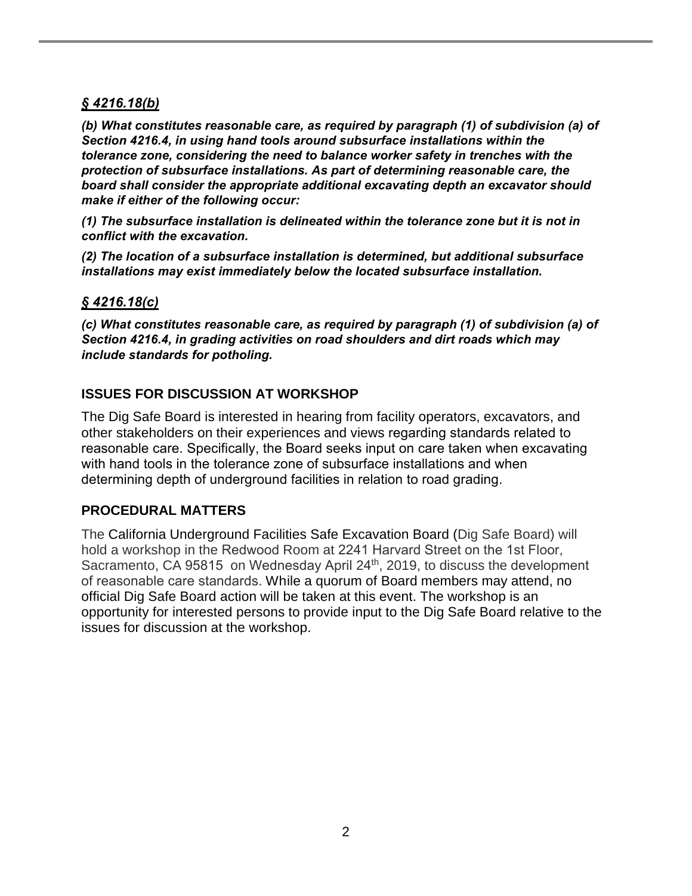### *§ 4216.18(b)*

***(b) What constitutes reasonable care, as required by paragraph (1) of subdivision (a) of Section 4216.4, in using hand tools around subsurface installations within the tolerance zone, considering the need to balance worker safety in trenches with the protection of subsurface installations. As part of determining reasonable care, the board shall consider the appropriate additional excavating depth an excavator should make if either of the following occur:***

***(1) The subsurface installation is delineated within the tolerance zone but it is not in conflict with the excavation.***

***(2) The location of a subsurface installation is determined, but additional subsurface installations may exist immediately below the located subsurface installation.***

### *§ 4216.18(c)*

***(c) What constitutes reasonable care, as required by paragraph (1) of subdivision (a) of Section 4216.4, in grading activities on road shoulders and dirt roads which may include standards for potholing.***

## ISSUES FOR DISCUSSION AT WORKSHOP

The Dig Safe Board is interested in hearing from facility operators, excavators, and other stakeholders on their experiences and views regarding standards related to reasonable care. Specifically, the Board seeks input on care taken when excavating with hand tools in the tolerance zone of subsurface installations and when determining depth of underground facilities in relation to road grading.

## PROCEDURAL MATTERS

The California Underground Facilities Safe Excavation Board (Dig Safe Board) will hold a workshop in the Redwood Room at 2241 Harvard Street on the 1st Floor, Sacramento, CA 95815 on Wednesday April 24th, 2019, to discuss the development of reasonable care standards. While a quorum of Board members may attend, no official Dig Safe Board action will be taken at this event. The workshop is an opportunity for interested persons to provide input to the Dig Safe Board relative to the issues for discussion at the workshop.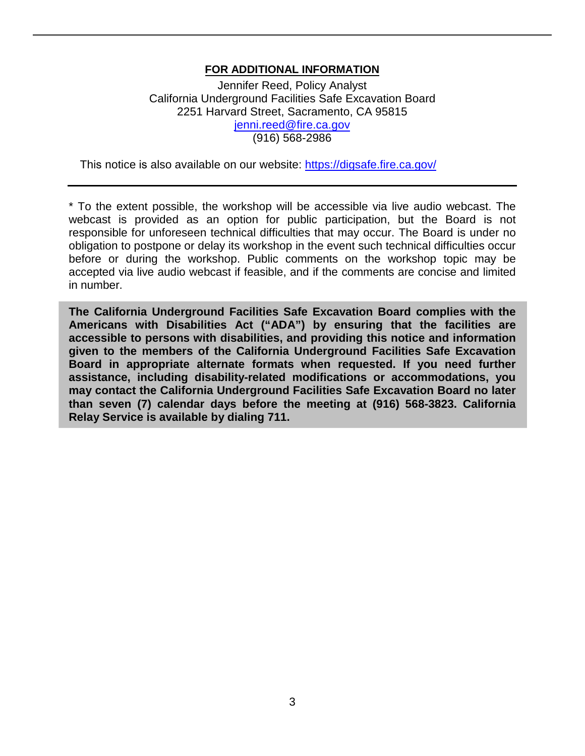**FOR ADDITIONAL INFORMATION**

Jennifer Reed, Policy Analyst
California Underground Facilities Safe Excavation Board
2251 Harvard Street, Sacramento, CA 95815
[jenni.reed@fire.ca.gov](mailto:jenni.reed@fire.ca.gov)
(916) 568-2986

This notice is also available on our website: [https://digsafe.fire.ca.gov/](https://digsafe.fire.ca.gov/)

---

* To the extent possible, the workshop will be accessible via live audio webcast. The webcast is provided as an option for public participation, but the Board is not responsible for unforeseen technical difficulties that may occur. The Board is under no obligation to postpone or delay its workshop in the event such technical difficulties occur before or during the workshop. Public comments on the workshop topic may be accepted via live audio webcast if feasible, and if the comments are concise and limited in number.

**The California Underground Facilities Safe Excavation Board complies with the Americans with Disabilities Act ("ADA") by ensuring that the facilities are accessible to persons with disabilities, and providing this notice and information given to the members of the California Underground Facilities Safe Excavation Board in appropriate alternate formats when requested. If you need further assistance, including disability-related modifications or accommodations, you may contact the California Underground Facilities Safe Excavation Board no later than seven (7) calendar days before the meeting at (916) 568-3823. California Relay Service is available by dialing 711.**